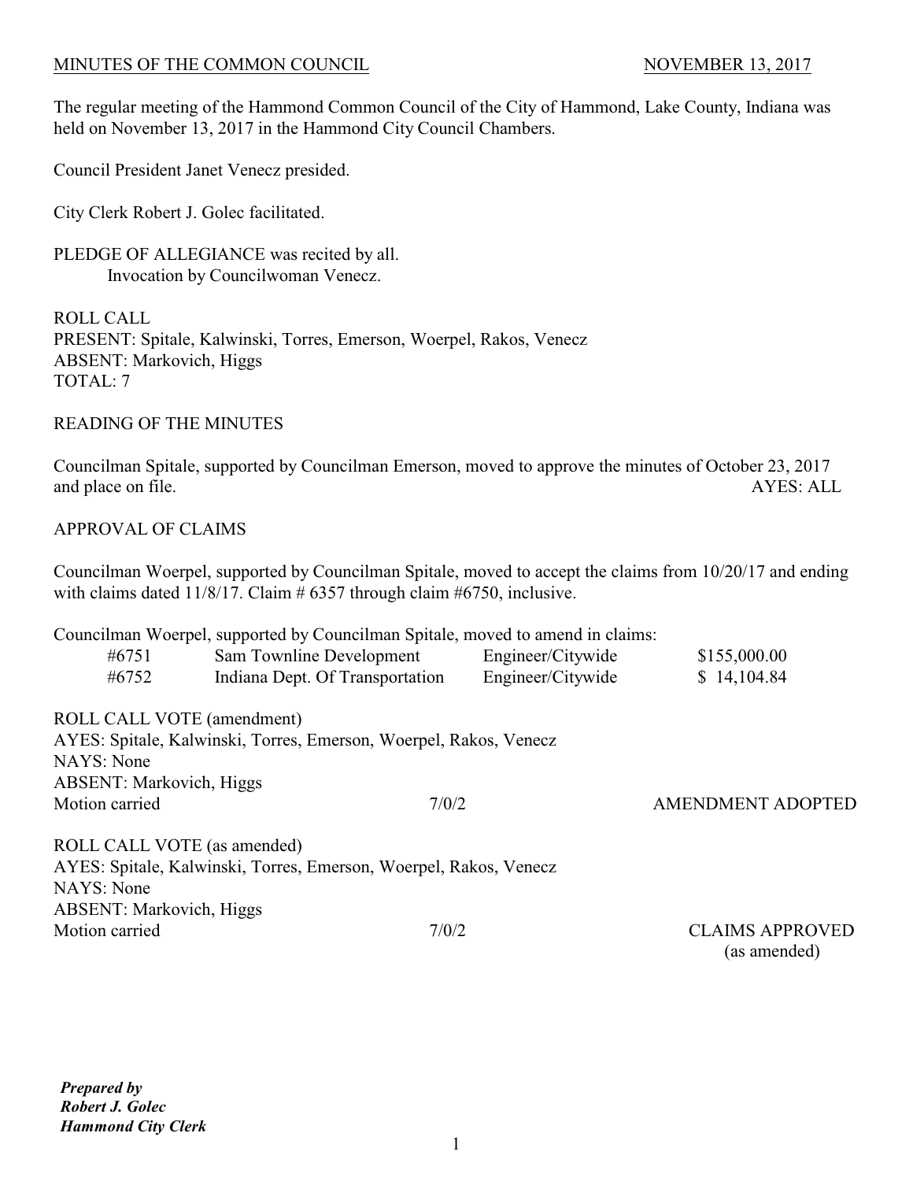MINUTES OF THE COMMON COUNCIL NOVEMBER 13, 2017

The regular meeting of the Hammond Common Council of the City of Hammond, Lake County, Indiana was held on November 13, 2017 in the Hammond City Council Chambers.

Council President Janet Venecz presided.

City Clerk Robert J. Golec facilitated.

PLEDGE OF ALLEGIANCE was recited by all.
Invocation by Councilwoman Venecz.

ROLL CALL
PRESENT: Spitale, Kalwinski, Torres, Emerson, Woerpel, Rakos, Venecz
ABSENT: Markovich, Higgs
TOTAL: 7

READING OF THE MINUTES

Councilman Spitale, supported by Councilman Emerson, moved to approve the minutes of October 23, 2017 and place on file. AYES: ALL

APPROVAL OF CLAIMS

Councilman Woerpel, supported by Councilman Spitale, moved to accept the claims from 10/20/17 and ending with claims dated 11/8/17. Claim # 6357 through claim #6750, inclusive.

Councilman Woerpel, supported by Councilman Spitale, moved to amend in claims:

| | | | |
|---|---|---|---|
| #6751 | Sam Townline Development | Engineer/Citywide | $155,000.00 |
| #6752 | Indiana Dept. Of Transportation | Engineer/Citywide | $ 14,104.84 |

ROLL CALL VOTE (amendment)
AYES: Spitale, Kalwinski, Torres, Emerson, Woerpel, Rakos, Venecz
NAYS: None
ABSENT: Markovich, Higgs
Motion carried 7/0/2 AMENDMENT ADOPTED

ROLL CALL VOTE (as amended)
AYES: Spitale, Kalwinski, Torres, Emerson, Woerpel, Rakos, Venecz
NAYS: None
ABSENT: Markovich, Higgs
Motion carried 7/0/2 CLAIMS APPROVED (as amended)

***Prepared by***
***Robert J. Golec***
***Hammond City Clerk***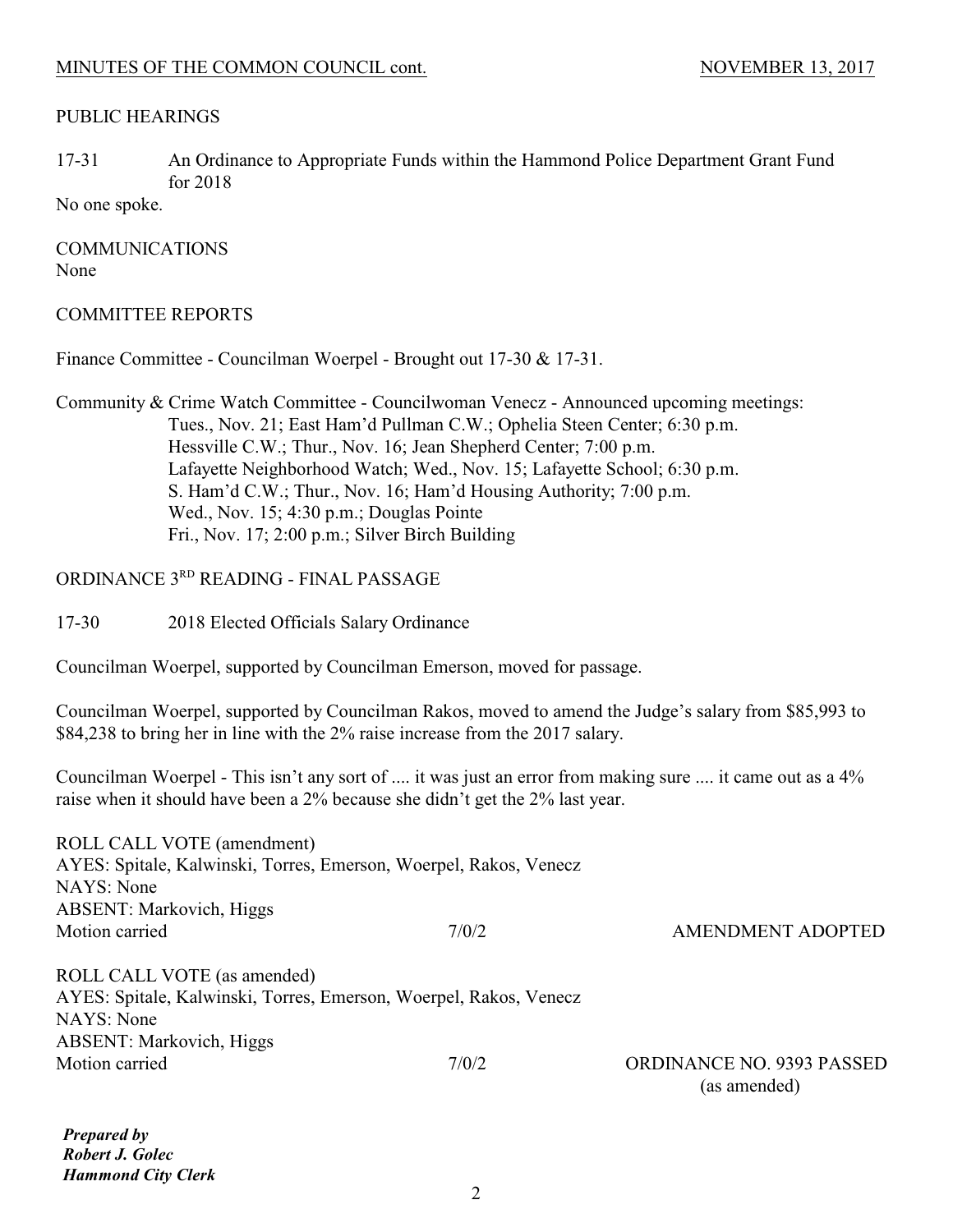PUBLIC HEARINGS

17-31 An Ordinance to Appropriate Funds within the Hammond Police Department Grant Fund for 2018

No one spoke.

COMMUNICATIONS

None

COMMITTEE REPORTS

Finance Committee - Councilman Woerpel - Brought out 17-30 & 17-31.

Community & Crime Watch Committee - Councilwoman Venecz - Announced upcoming meetings:

Tues., Nov. 21; East Ham'd Pullman C.W.; Ophelia Steen Center; 6:30 p.m.
Hessville C.W.; Thur., Nov. 16; Jean Shepherd Center; 7:00 p.m.
Lafayette Neighborhood Watch; Wed., Nov. 15; Lafayette School; 6:30 p.m.
S. Ham'd C.W.; Thur., Nov. 16; Ham'd Housing Authority; 7:00 p.m.
Wed., Nov. 15; 4:30 p.m.; Douglas Pointe
Fri., Nov. 17; 2:00 p.m.; Silver Birch Building

ORDINANCE 3RD READING - FINAL PASSAGE

17-30 2018 Elected Officials Salary Ordinance

Councilman Woerpel, supported by Councilman Emerson, moved for passage.

Councilman Woerpel, supported by Councilman Rakos, moved to amend the Judge's salary from $85,993 to $84,238 to bring her in line with the 2% raise increase from the 2017 salary.

Councilman Woerpel - This isn't any sort of .... it was just an error from making sure .... it came out as a 4% raise when it should have been a 2% because she didn't get the 2% last year.

ROLL CALL VOTE (amendment)
AYES: Spitale, Kalwinski, Torres, Emerson, Woerpel, Rakos, Venecz
NAYS: None
ABSENT: Markovich, Higgs
Motion carried 7/0/2 AMENDMENT ADOPTED

ROLL CALL VOTE (as amended)
AYES: Spitale, Kalwinski, Torres, Emerson, Woerpel, Rakos, Venecz
NAYS: None
ABSENT: Markovich, Higgs
Motion carried 7/0/2 ORDINANCE NO. 9393 PASSED (as amended)

***Prepared by***
***Robert J. Golec***
***Hammond City Clerk***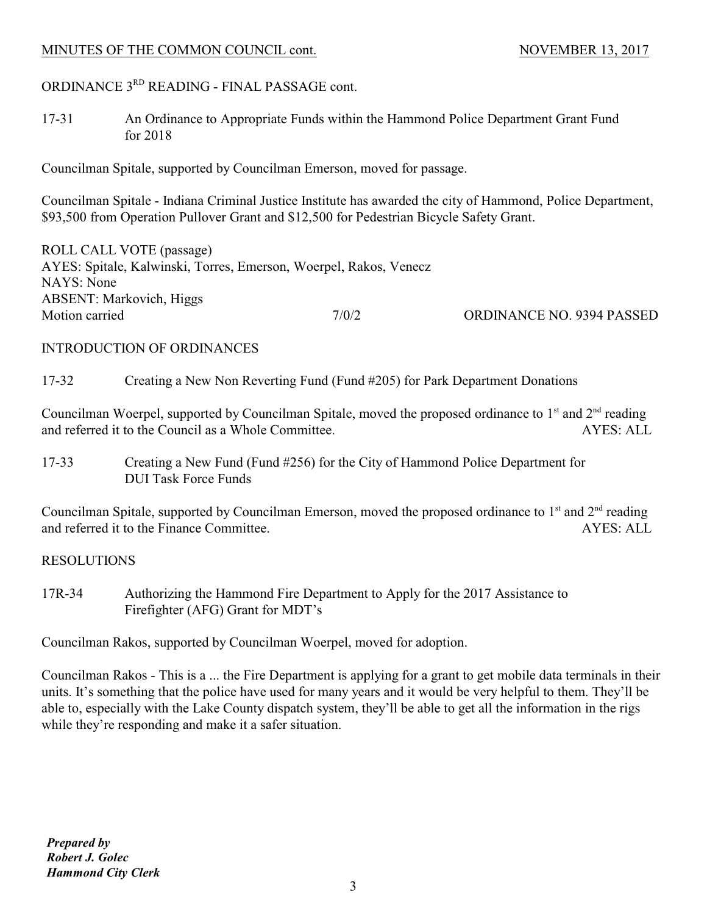ORDINANCE 3[RD] READING - FINAL PASSAGE cont.

17-31 An Ordinance to Appropriate Funds within the Hammond Police Department Grant Fund for 2018

Councilman Spitale, supported by Councilman Emerson, moved for passage.

Councilman Spitale - Indiana Criminal Justice Institute has awarded the city of Hammond, Police Department, $93,500 from Operation Pullover Grant and $12,500 for Pedestrian Bicycle Safety Grant.

ROLL CALL VOTE (passage)
AYES: Spitale, Kalwinski, Torres, Emerson, Woerpel, Rakos, Venecz
NAYS: None
ABSENT: Markovich, Higgs
Motion carried 7/0/2 ORDINANCE NO. 9394 PASSED

INTRODUCTION OF ORDINANCES

17-32 Creating a New Non Reverting Fund (Fund #205) for Park Department Donations

Councilman Woerpel, supported by Councilman Spitale, moved the proposed ordinance to 1[st] and 2[nd] reading and referred it to the Council as a Whole Committee. AYES: ALL

17-33 Creating a New Fund (Fund #256) for the City of Hammond Police Department for DUI Task Force Funds

Councilman Spitale, supported by Councilman Emerson, moved the proposed ordinance to 1[st] and 2[nd] reading and referred it to the Finance Committee. AYES: ALL

RESOLUTIONS

17R-34 Authorizing the Hammond Fire Department to Apply for the 2017 Assistance to Firefighter (AFG) Grant for MDT's

Councilman Rakos, supported by Councilman Woerpel, moved for adoption.

Councilman Rakos - This is a ... the Fire Department is applying for a grant to get mobile data terminals in their units. It's something that the police have used for many years and it would be very helpful to them. They'll be able to, especially with the Lake County dispatch system, they'll be able to get all the information in the rigs while they're responding and make it a safer situation.

***Prepared by***
***Robert J. Golec***
***Hammond City Clerk***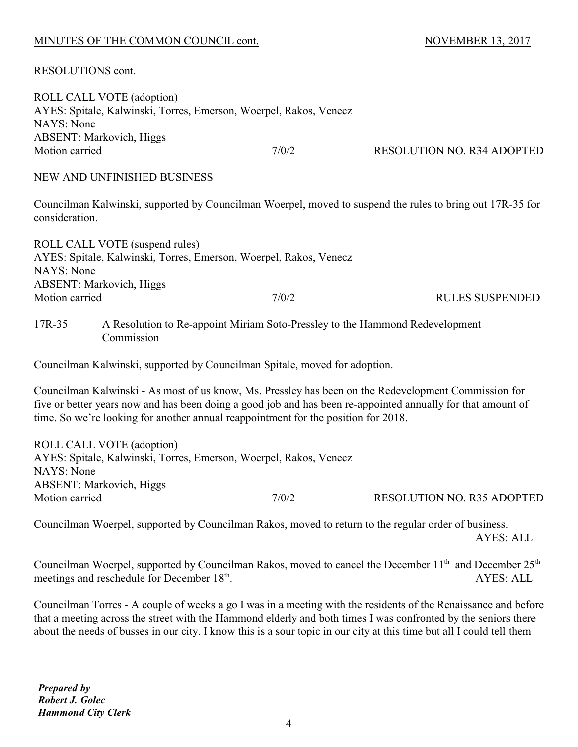RESOLUTIONS cont.

ROLL CALL VOTE (adoption)
AYES: Spitale, Kalwinski, Torres, Emerson, Woerpel, Rakos, Venecz
NAYS: None
ABSENT: Markovich, Higgs
Motion carried 7/0/2 RESOLUTION NO. R34 ADOPTED

NEW AND UNFINISHED BUSINESS

Councilman Kalwinski, supported by Councilman Woerpel, moved to suspend the rules to bring out 17R-35 for consideration.

ROLL CALL VOTE (suspend rules)
AYES: Spitale, Kalwinski, Torres, Emerson, Woerpel, Rakos, Venecz
NAYS: None
ABSENT: Markovich, Higgs
Motion carried 7/0/2 RULES SUSPENDED

17R-35 A Resolution to Re-appoint Miriam Soto-Pressley to the Hammond Redevelopment Commission

Councilman Kalwinski, supported by Councilman Spitale, moved for adoption.

Councilman Kalwinski - As most of us know, Ms. Pressley has been on the Redevelopment Commission for five or better years now and has been doing a good job and has been re-appointed annually for that amount of time. So we're looking for another annual reappointment for the position for 2018.

ROLL CALL VOTE (adoption)
AYES: Spitale, Kalwinski, Torres, Emerson, Woerpel, Rakos, Venecz
NAYS: None
ABSENT: Markovich, Higgs
Motion carried 7/0/2 RESOLUTION NO. R35 ADOPTED

Councilman Woerpel, supported by Councilman Rakos, moved to return to the regular order of business.
AYES: ALL

Councilman Woerpel, supported by Councilman Rakos, moved to cancel the December 11th and December 25th meetings and reschedule for December 18th. AYES: ALL

Councilman Torres - A couple of weeks a go I was in a meeting with the residents of the Renaissance and before that a meeting across the street with the Hammond elderly and both times I was confronted by the seniors there about the needs of busses in our city. I know this is a sour topic in our city at this time but all I could tell them

***Prepared by***
***Robert J. Golec***
***Hammond City Clerk***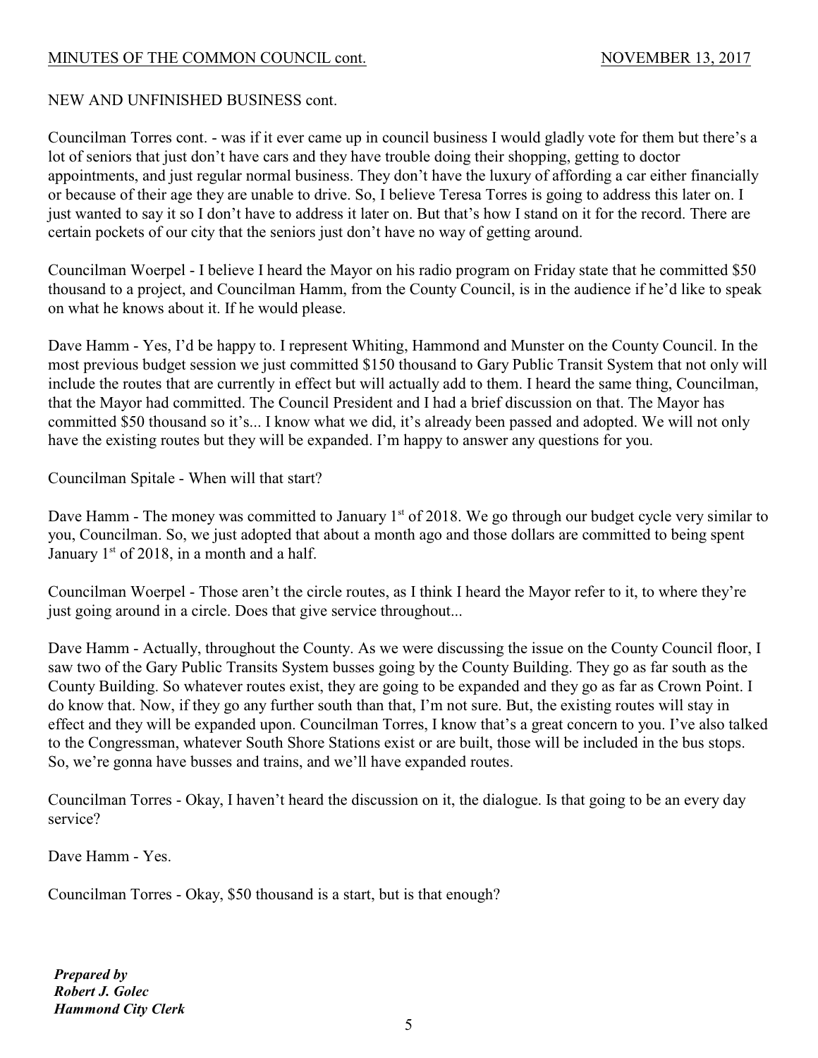NEW AND UNFINISHED BUSINESS cont.

Councilman Torres cont. - was if it ever came up in council business I would gladly vote for them but there's a lot of seniors that just don't have cars and they have trouble doing their shopping, getting to doctor appointments, and just regular normal business. They don't have the luxury of affording a car either financially or because of their age they are unable to drive. So, I believe Teresa Torres is going to address this later on. I just wanted to say it so I don't have to address it later on. But that's how I stand on it for the record. There are certain pockets of our city that the seniors just don't have no way of getting around.

Councilman Woerpel - I believe I heard the Mayor on his radio program on Friday state that he committed $50 thousand to a project, and Councilman Hamm, from the County Council, is in the audience if he'd like to speak on what he knows about it. If he would please.

Dave Hamm - Yes, I'd be happy to. I represent Whiting, Hammond and Munster on the County Council. In the most previous budget session we just committed $150 thousand to Gary Public Transit System that not only will include the routes that are currently in effect but will actually add to them. I heard the same thing, Councilman, that the Mayor had committed. The Council President and I had a brief discussion on that. The Mayor has committed $50 thousand so it's... I know what we did, it's already been passed and adopted. We will not only have the existing routes but they will be expanded. I'm happy to answer any questions for you.

Councilman Spitale - When will that start?

Dave Hamm - The money was committed to January 1st of 2018. We go through our budget cycle very similar to you, Councilman. So, we just adopted that about a month ago and those dollars are committed to being spent January 1st of 2018, in a month and a half.

Councilman Woerpel - Those aren't the circle routes, as I think I heard the Mayor refer to it, to where they're just going around in a circle. Does that give service throughout...

Dave Hamm - Actually, throughout the County. As we were discussing the issue on the County Council floor, I saw two of the Gary Public Transits System busses going by the County Building. They go as far south as the County Building. So whatever routes exist, they are going to be expanded and they go as far as Crown Point. I do know that. Now, if they go any further south than that, I'm not sure. But, the existing routes will stay in effect and they will be expanded upon. Councilman Torres, I know that's a great concern to you. I've also talked to the Congressman, whatever South Shore Stations exist or are built, those will be included in the bus stops. So, we're gonna have busses and trains, and we'll have expanded routes.

Councilman Torres - Okay, I haven't heard the discussion on it, the dialogue. Is that going to be an every day service?

Dave Hamm - Yes.

Councilman Torres - Okay, $50 thousand is a start, but is that enough?

***Prepared by***
***Robert J. Golec***
***Hammond City Clerk***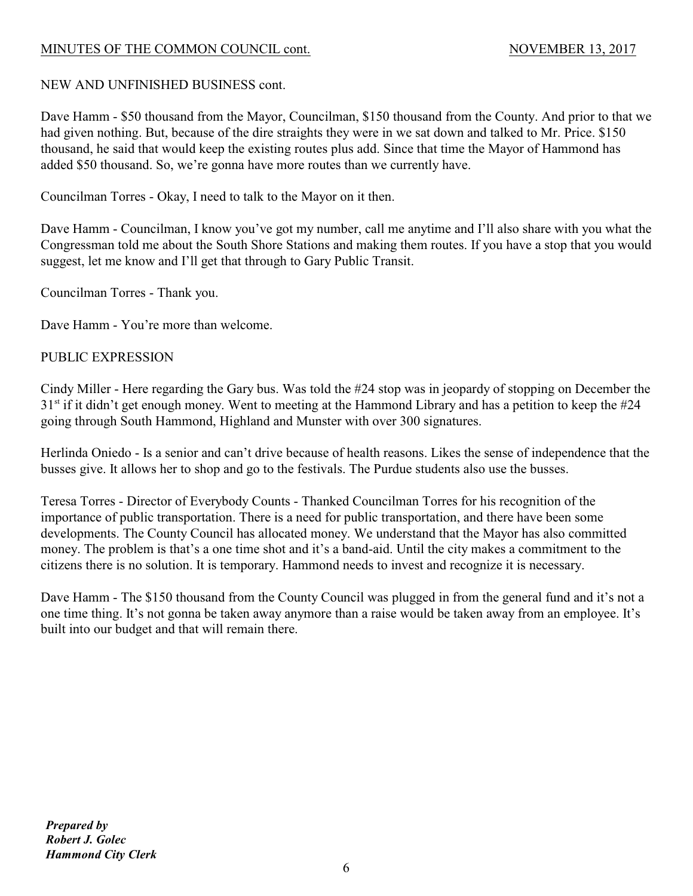NEW AND UNFINISHED BUSINESS cont.

Dave Hamm - $50 thousand from the Mayor, Councilman, $150 thousand from the County. And prior to that we had given nothing. But, because of the dire straights they were in we sat down and talked to Mr. Price. $150 thousand, he said that would keep the existing routes plus add. Since that time the Mayor of Hammond has added $50 thousand. So, we're gonna have more routes than we currently have.

Councilman Torres - Okay, I need to talk to the Mayor on it then.

Dave Hamm - Councilman, I know you've got my number, call me anytime and I'll also share with you what the Congressman told me about the South Shore Stations and making them routes. If you have a stop that you would suggest, let me know and I'll get that through to Gary Public Transit.

Councilman Torres - Thank you.

Dave Hamm - You're more than welcome.

PUBLIC EXPRESSION

Cindy Miller - Here regarding the Gary bus. Was told the #24 stop was in jeopardy of stopping on December the 31st if it didn't get enough money. Went to meeting at the Hammond Library and has a petition to keep the #24 going through South Hammond, Highland and Munster with over 300 signatures.

Herlinda Oniedo - Is a senior and can't drive because of health reasons. Likes the sense of independence that the busses give. It allows her to shop and go to the festivals. The Purdue students also use the busses.

Teresa Torres - Director of Everybody Counts - Thanked Councilman Torres for his recognition of the importance of public transportation. There is a need for public transportation, and there have been some developments. The County Council has allocated money. We understand that the Mayor has also committed money. The problem is that's a one time shot and it's a band-aid. Until the city makes a commitment to the citizens there is no solution. It is temporary. Hammond needs to invest and recognize it is necessary.

Dave Hamm - The $150 thousand from the County Council was plugged in from the general fund and it's not a one time thing. It's not gonna be taken away anymore than a raise would be taken away from an employee. It's built into our budget and that will remain there.

***Prepared by***
***Robert J. Golec***
***Hammond City Clerk***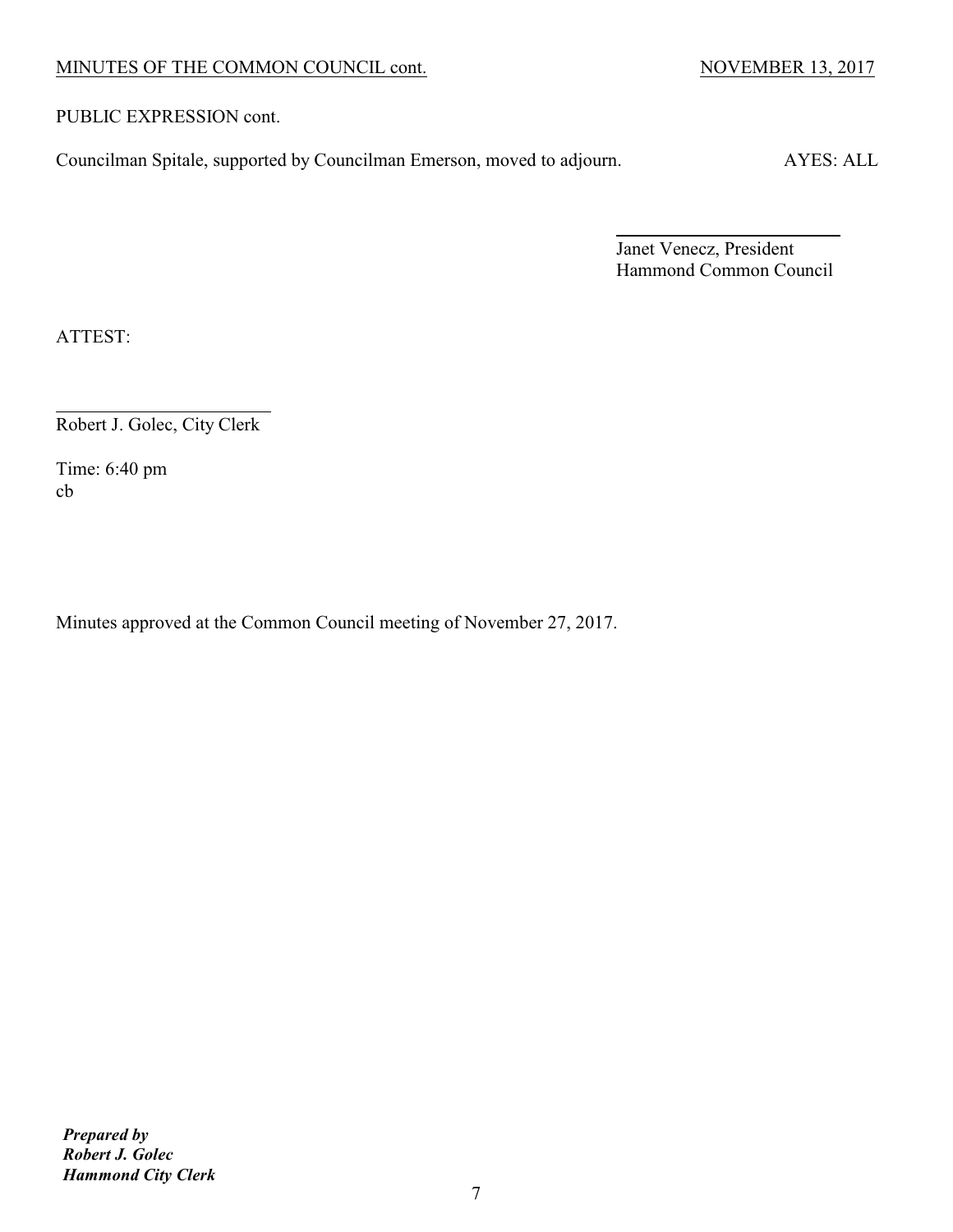PUBLIC EXPRESSION cont.

Councilman Spitale, supported by Councilman Emerson, moved to adjourn. AYES: ALL

Janet Venecz, President
Hammond Common Council

ATTEST:

Robert J. Golec, City Clerk

Time: 6:40 pm
cb

Minutes approved at the Common Council meeting of November 27, 2017.

***Prepared by***
***Robert J. Golec***
***Hammond City Clerk***